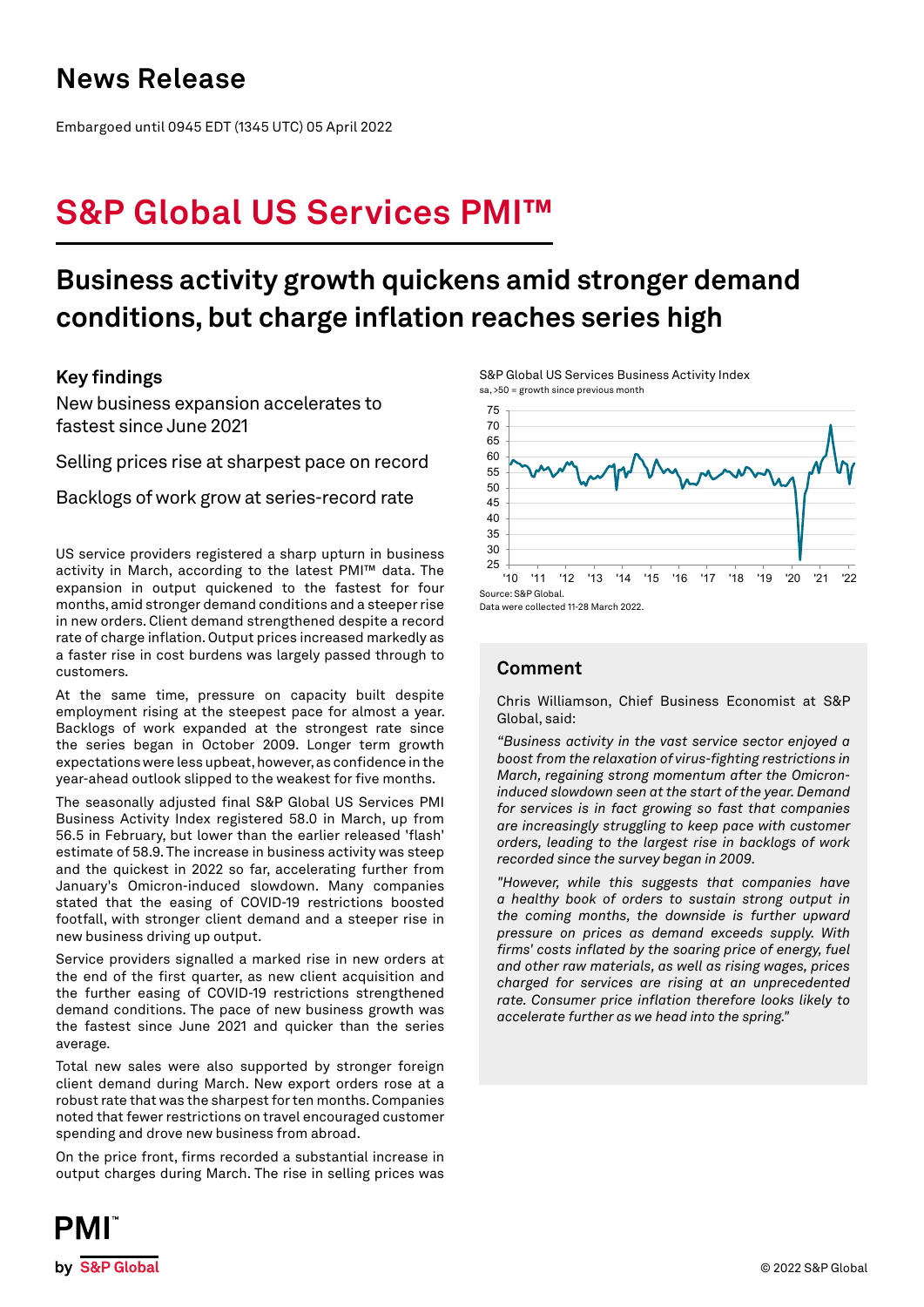# News Release

Embargoed until 0945 EDT (1345 UTC) 05 April 2022

# S&P Global US Services PMI™

## Business activity growth quickens amid stronger demand conditions, but charge inflation reaches series high

### Key findings

New business expansion accelerates to fastest since June 2021

Selling prices rise at sharpest pace on record

Backlogs of work grow at series-record rate

US service providers registered a sharp upturn in business activity in March, according to the latest PMI™ data. The expansion in output quickened to the fastest for four months, amid stronger demand conditions and a steeper rise in new orders. Client demand strengthened despite a record rate of charge inflation. Output prices increased markedly as a faster rise in cost burdens was largely passed through to customers.

At the same time, pressure on capacity built despite employment rising at the steepest pace for almost a year. Backlogs of work expanded at the strongest rate since the series began in October 2009. Longer term growth expectations were less upbeat, however, as confidence in the year-ahead outlook slipped to the weakest for five months.

The seasonally adjusted final S&P Global US Services PMI Business Activity Index registered 58.0 in March, up from 56.5 in February, but lower than the earlier released 'flash' estimate of 58.9. The increase in business activity was steep and the quickest in 2022 so far, accelerating further from January's Omicron-induced slowdown. Many companies stated that the easing of COVID-19 restrictions boosted footfall, with stronger client demand and a steeper rise in new business driving up output.

Service providers signalled a marked rise in new orders at the end of the first quarter, as new client acquisition and the further easing of COVID-19 restrictions strengthened demand conditions. The pace of new business growth was the fastest since June 2021 and quicker than the series average.

Total new sales were also supported by stronger foreign client demand during March. New export orders rose at a robust rate that was the sharpest for ten months. Companies noted that fewer restrictions on travel encouraged customer spending and drove new business from abroad.

On the price front, firms recorded a substantial increase in output charges during March. The rise in selling prices was

S&P Global US Services Business Activity Index
sa, >50 = growth since previous month

Source: S&P Global.
Data were collected 11-28 March 2022.

### Comment

Chris Williamson, Chief Business Economist at S&P Global, said:

*"Business activity in the vast service sector enjoyed a boost from the relaxation of virus-fighting restrictions in March, regaining strong momentum after the Omicron-induced slowdown seen at the start of the year. Demand for services is in fact growing so fast that companies are increasingly struggling to keep pace with customer orders, leading to the largest rise in backlogs of work recorded since the survey began in 2009.*

*"However, while this suggests that companies have a healthy book of orders to sustain strong output in the coming months, the downside is further upward pressure on prices as demand exceeds supply. With firms' costs inflated by the soaring price of energy, fuel and other raw materials, as well as rising wages, prices charged for services are rising at an unprecedented rate. Consumer price inflation therefore looks likely to accelerate further as we head into the spring."*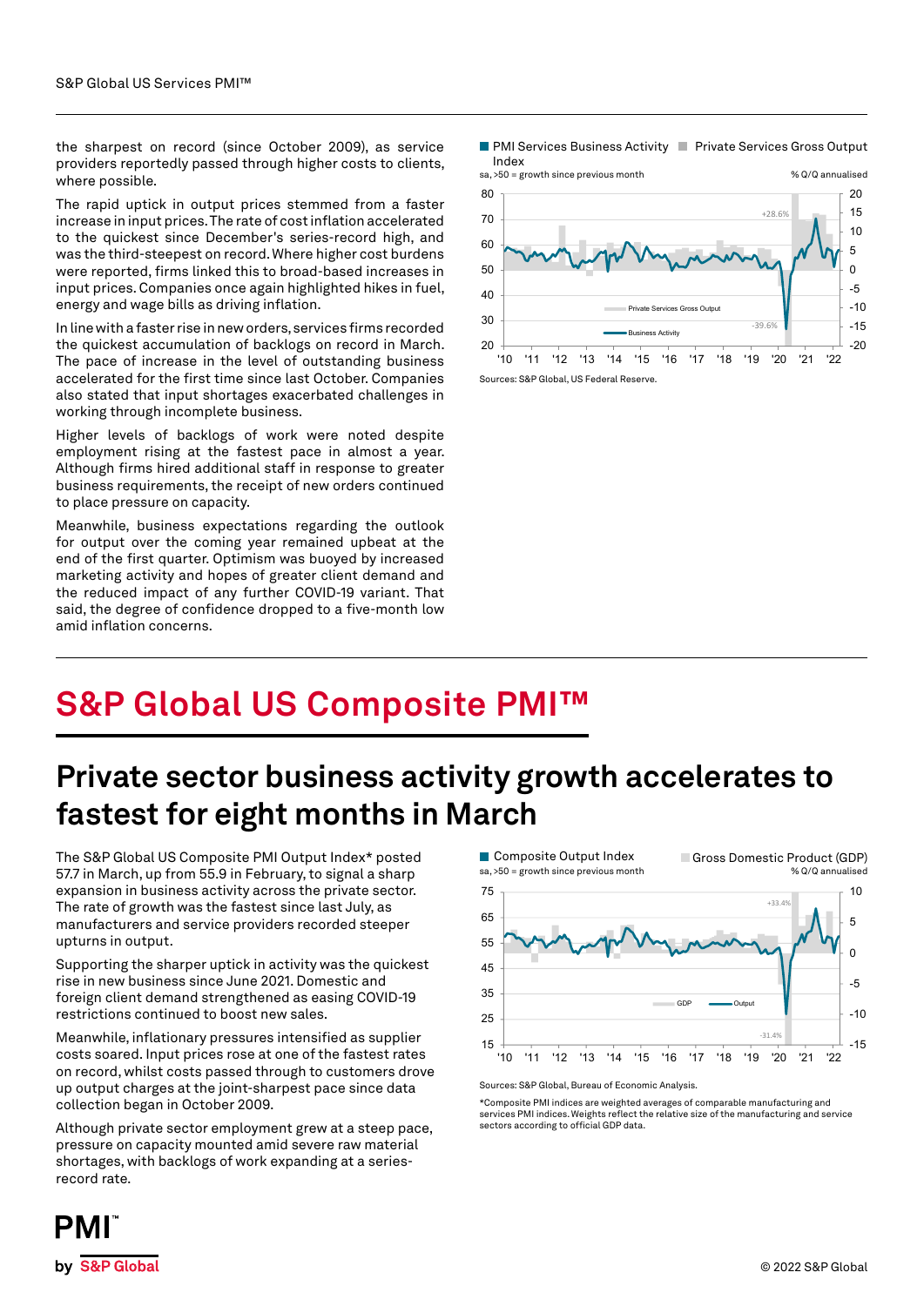the sharpest on record (since October 2009), as service providers reportedly passed through higher costs to clients, where possible.

The rapid uptick in output prices stemmed from a faster increase in input prices. The rate of cost inflation accelerated to the quickest since December's series-record high, and was the third-steepest on record. Where higher cost burdens were reported, firms linked this to broad-based increases in input prices. Companies once again highlighted hikes in fuel, energy and wage bills as driving inflation.

In line with a faster rise in new orders, services firms recorded the quickest accumulation of backlogs on record in March. The pace of increase in the level of outstanding business accelerated for the first time since last October. Companies also stated that input shortages exacerbated challenges in working through incomplete business.

Higher levels of backlogs of work were noted despite employment rising at the fastest pace in almost a year. Although firms hired additional staff in response to greater business requirements, the receipt of new orders continued to place pressure on capacity.

Meanwhile, business expectations regarding the outlook for output over the coming year remained upbeat at the end of the first quarter. Optimism was buoyed by increased marketing activity and hopes of greater client demand and the reduced impact of any further COVID-19 variant. That said, the degree of confidence dropped to a five-month low amid inflation concerns.

PMI Services Business Activity Index / Private Services Gross Output

sa, >50 = growth since previous month; % Q/Q annualised

Sources: S&P Global, US Federal Reserve.

# S&P Global US Composite PMI™

## Private sector business activity growth accelerates to fastest for eight months in March

The S&P Global US Composite PMI Output Index* posted 57.7 in March, up from 55.9 in February, to signal a sharp expansion in business activity across the private sector. The rate of growth was the fastest since last July, as manufacturers and service providers recorded steeper upturns in output.

Supporting the sharper uptick in activity was the quickest rise in new business since June 2021. Domestic and foreign client demand strengthened as easing COVID-19 restrictions continued to boost new sales.

Meanwhile, inflationary pressures intensified as supplier costs soared. Input prices rose at one of the fastest rates on record, whilst costs passed through to customers drove up output charges at the joint-sharpest pace since data collection began in October 2009.

Although private sector employment grew at a steep pace, pressure on capacity mounted amid severe raw material shortages, with backlogs of work expanding at a series-record rate.

Composite Output Index / Gross Domestic Product (GDP)

sa, >50 = growth since previous month; % Q/Q annualised

Sources: S&P Global, Bureau of Economic Analysis.

*Composite PMI indices are weighted averages of comparable manufacturing and services PMI indices. Weights reflect the relative size of the manufacturing and service sectors according to official GDP data.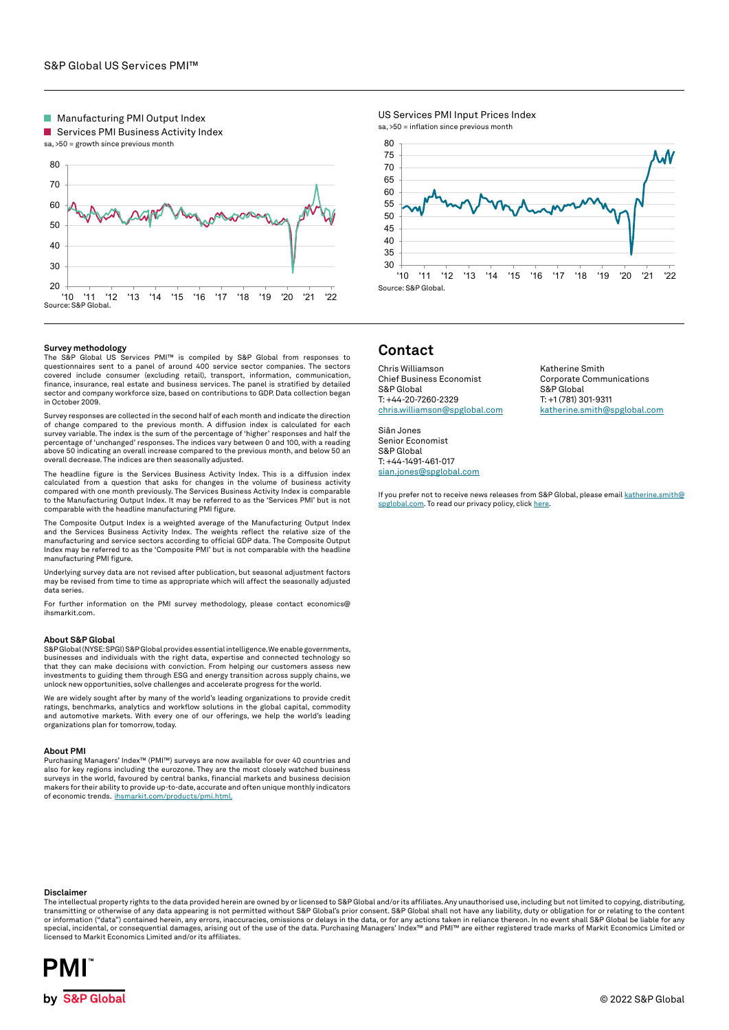Manufacturing PMI Output Index

Services PMI Business Activity Index

sa, >50 = growth since previous month

80
70
60
50
40
30
20

'10 '11 '12 '13 '14 '15 '16 '17 '18 '19 '20 '21 '22

Source: S&P Global.

US Services PMI Input Prices Index

sa, >50 = inflation since previous month

80
75
70
65
60
55
50
45
40
35
30

'10 '11 '12 '13 '14 '15 '16 '17 '18 '19 '20 '21 '22

Source: S&P Global.

**Survey methodology**

The S&P Global US Services PMI™ is compiled by S&P Global from responses to questionnaires sent to a panel of around 400 service sector companies. The sectors covered include consumer (excluding retail), transport, information, communication, finance, insurance, real estate and business services. The panel is stratified by detailed sector and company workforce size, based on contributions to GDP. Data collection began in October 2009.

Survey responses are collected in the second half of each month and indicate the direction of change compared to the previous month. A diffusion index is calculated for each survey variable. The index is the sum of the percentage of 'higher' responses and half the percentage of 'unchanged' responses. The indices vary between 0 and 100, with a reading above 50 indicating an overall increase compared to the previous month, and below 50 an overall decrease. The indices are then seasonally adjusted.

The headline figure is the Services Business Activity Index. This is a diffusion index calculated from a question that asks for changes in the volume of business activity compared with one month previously. The Services Business Activity Index is comparable to the Manufacturing Output Index. It may be referred to as the 'Services PMI' but is not comparable with the headline manufacturing PMI figure.

The Composite Output Index is a weighted average of the Manufacturing Output Index and the Services Business Activity Index. The weights reflect the relative size of the manufacturing and service sectors according to official GDP data. The Composite Output Index may be referred to as the 'Composite PMI' but is not comparable with the headline manufacturing PMI figure.

Underlying survey data are not revised after publication, but seasonal adjustment factors may be revised from time to time as appropriate which will affect the seasonally adjusted data series.

For further information on the PMI survey methodology, please contact economics@ihsmarkit.com.

**About S&P Global**

S&P Global (NYSE: SPGI) S&P Global provides essential intelligence. We enable governments, businesses and individuals with the right data, expertise and connected technology so that they can make decisions with conviction. From helping our customers assess new investments to guiding them through ESG and energy transition across supply chains, we unlock new opportunities, solve challenges and accelerate progress for the world.

We are widely sought after by many of the world's leading organizations to provide credit ratings, benchmarks, analytics and workflow solutions in the global capital, commodity and automotive markets. With every one of our offerings, we help the world's leading organizations plan for tomorrow, today.

**About PMI**

Purchasing Managers' Index™ (PMI™) surveys are now available for over 40 countries and also for key regions including the eurozone. They are the most closely watched business surveys in the world, favoured by central banks, financial markets and business decision makers for their ability to provide up-to-date, accurate and often unique monthly indicators of economic trends. ihsmarkit.com/products/pmi.html.

## Contact

Chris Williamson
Chief Business Economist
S&P Global
T: +44-20-7260-2329
chris.williamson@spglobal.com

Siân Jones
Senior Economist
S&P Global
T: +44-1491-461-017
sian.jones@spglobal.com

Katherine Smith
Corporate Communications
S&P Global
T: +1 (781) 301-9311
katherine.smith@spglobal.com

If you prefer not to receive news releases from S&P Global, please email katherine.smith@spglobal.com. To read our privacy policy, click here.

**Disclaimer**

The intellectual property rights to the data provided herein are owned by or licensed to S&P Global and/or its affiliates. Any unauthorised use, including but not limited to copying, distributing, transmitting or otherwise of any data appearing is not permitted without S&P Global's prior consent. S&P Global shall not have any liability, duty or obligation for or relating to the content or information ("data") contained herein, any errors, inaccuracies, omissions or delays in the data, or for any actions taken in reliance thereon. In no event shall S&P Global be liable for any special, incidental, or consequential damages, arising out of the use of the data. Purchasing Managers' Index™ and PMI™ are either registered trade marks of Markit Economics Limited or licensed to Markit Economics Limited and/or its affiliates.

PMI™ by S&P Global

© 2022 S&P Global